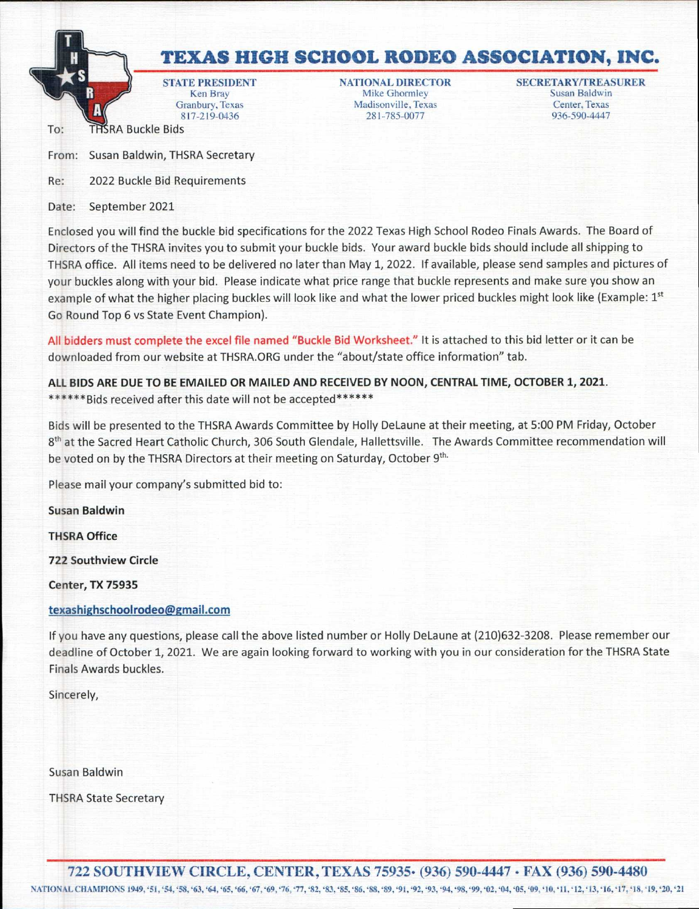# TEXAS HIGH SCHOOL RODEO ASSOCIATION, INC.

| STATE PRESIDENT | NATIONAL DIRECTOR | SECRETARY/TREASURER |
|---|---|---|
| Ken Bray | Mike Ghormley | Susan Baldwin |
| Granbury, Texas | Madisonville, Texas | Center, Texas |
| 817-219-0436 | 281-785-0077 | 936-590-4447 |

To: THSRA Buckle Bids

From: Susan Baldwin, THSRA Secretary

Re: 2022 Buckle Bid Requirements

Date: September 2021

Enclosed you will find the buckle bid specifications for the 2022 Texas High School Rodeo Finals Awards. The Board of Directors of the THSRA invites you to submit your buckle bids. Your award buckle bids should include all shipping to THSRA office. All items need to be delivered no later than May 1, 2022. If available, please send samples and pictures of your buckles along with your bid. Please indicate what price range that buckle represents and make sure you show an example of what the higher placing buckles will look like and what the lower priced buckles might look like (Example: 1st Go Round Top 6 vs State Event Champion).

All bidders must complete the excel file named "Buckle Bid Worksheet." It is attached to this bid letter or it can be downloaded from our website at THSRA.ORG under the "about/state office information" tab.

**ALL BIDS ARE DUE TO BE EMAILED OR MAILED AND RECEIVED BY NOON, CENTRAL TIME, OCTOBER 1, 2021.**
******Bids received after this date will not be accepted******

Bids will be presented to the THSRA Awards Committee by Holly DeLaune at their meeting, at 5:00 PM Friday, October 8th at the Sacred Heart Catholic Church, 306 South Glendale, Hallettsville. The Awards Committee recommendation will be voted on by the THSRA Directors at their meeting on Saturday, October 9th.

Please mail your company's submitted bid to:

**Susan Baldwin**

**THSRA Office**

**722 Southview Circle**

**Center, TX 75935**

texashighschoolrodeo@gmail.com

If you have any questions, please call the above listed number or Holly DeLaune at (210)632-3208. Please remember our deadline of October 1, 2021. We are again looking forward to working with you in our consideration for the THSRA State Finals Awards buckles.

Sincerely,

Susan Baldwin

THSRA State Secretary

722 SOUTHVIEW CIRCLE, CENTER, TEXAS 75935 · (936) 590-4447 · FAX (936) 590-4480

NATIONAL CHAMPIONS 1949, '51, '54, '58, '63, '64, '65, '66, '67, '69, '76, '77, '82, '83, '85, '86, '88, '89, '91, '92, '93, '94, '98, '99, '02, '04, '05, '09, '10, '11, '12, '13, '16, '17, '18, '19, '20, '21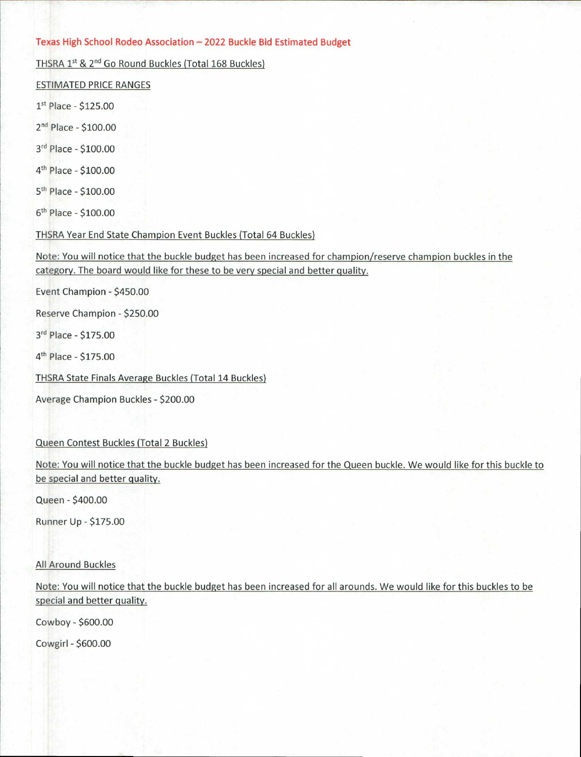# Texas High School Rodeo Association – 2022 Buckle Bid Estimated Budget

## THSRA 1st & 2nd Go Round Buckles (Total 168 Buckles)

### ESTIMATED PRICE RANGES

1st Place - $125.00

2nd Place - $100.00

3rd Place - $100.00

4th Place - $100.00

5th Place - $100.00

6th Place - $100.00

## THSRA Year End State Champion Event Buckles (Total 64 Buckles)

Note: You will notice that the buckle budget has been increased for champion/reserve champion buckles in the category. The board would like for these to be very special and better quality.

Event Champion - $450.00

Reserve Champion - $250.00

3rd Place - $175.00

4th Place - $175.00

## THSRA State Finals Average Buckles (Total 14 Buckles)

Average Champion Buckles - $200.00

## Queen Contest Buckles (Total 2 Buckles)

Note: You will notice that the buckle budget has been increased for the Queen buckle. We would like for this buckle to be special and better quality.

Queen - $400.00

Runner Up - $175.00

## All Around Buckles

Note: You will notice that the buckle budget has been increased for all arounds. We would like for this buckles to be special and better quality.

Cowboy - $600.00

Cowgirl - $600.00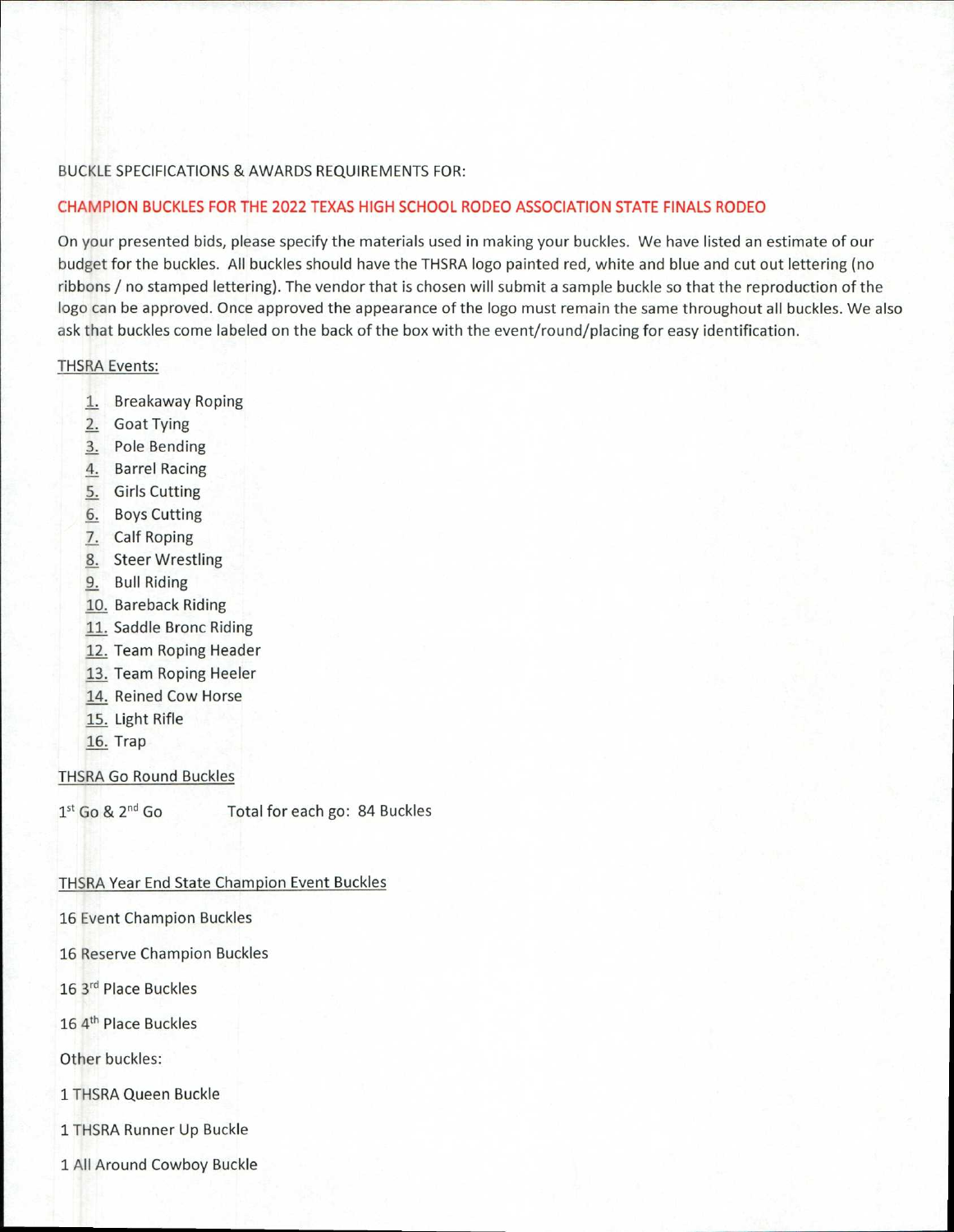BUCKLE SPECIFICATIONS & AWARDS REQUIREMENTS FOR:

## CHAMPION BUCKLES FOR THE 2022 TEXAS HIGH SCHOOL RODEO ASSOCIATION STATE FINALS RODEO

On your presented bids, please specify the materials used in making your buckles. We have listed an estimate of our budget for the buckles. All buckles should have the THSRA logo painted red, white and blue and cut out lettering (no ribbons / no stamped lettering). The vendor that is chosen will submit a sample buckle so that the reproduction of the logo can be approved. Once approved the appearance of the logo must remain the same throughout all buckles. We also ask that buckles come labeled on the back of the box with the event/round/placing for easy identification.

THSRA Events:

1. Breakaway Roping
2. Goat Tying
3. Pole Bending
4. Barrel Racing
5. Girls Cutting
6. Boys Cutting
7. Calf Roping
8. Steer Wrestling
9. Bull Riding
10. Bareback Riding
11. Saddle Bronc Riding
12. Team Roping Header
13. Team Roping Heeler
14. Reined Cow Horse
15. Light Rifle
16. Trap

THSRA Go Round Buckles

1st Go & 2nd Go Total for each go: 84 Buckles

THSRA Year End State Champion Event Buckles

16 Event Champion Buckles

16 Reserve Champion Buckles

16 3rd Place Buckles

16 4th Place Buckles

Other buckles:

1 THSRA Queen Buckle

1 THSRA Runner Up Buckle

1 All Around Cowboy Buckle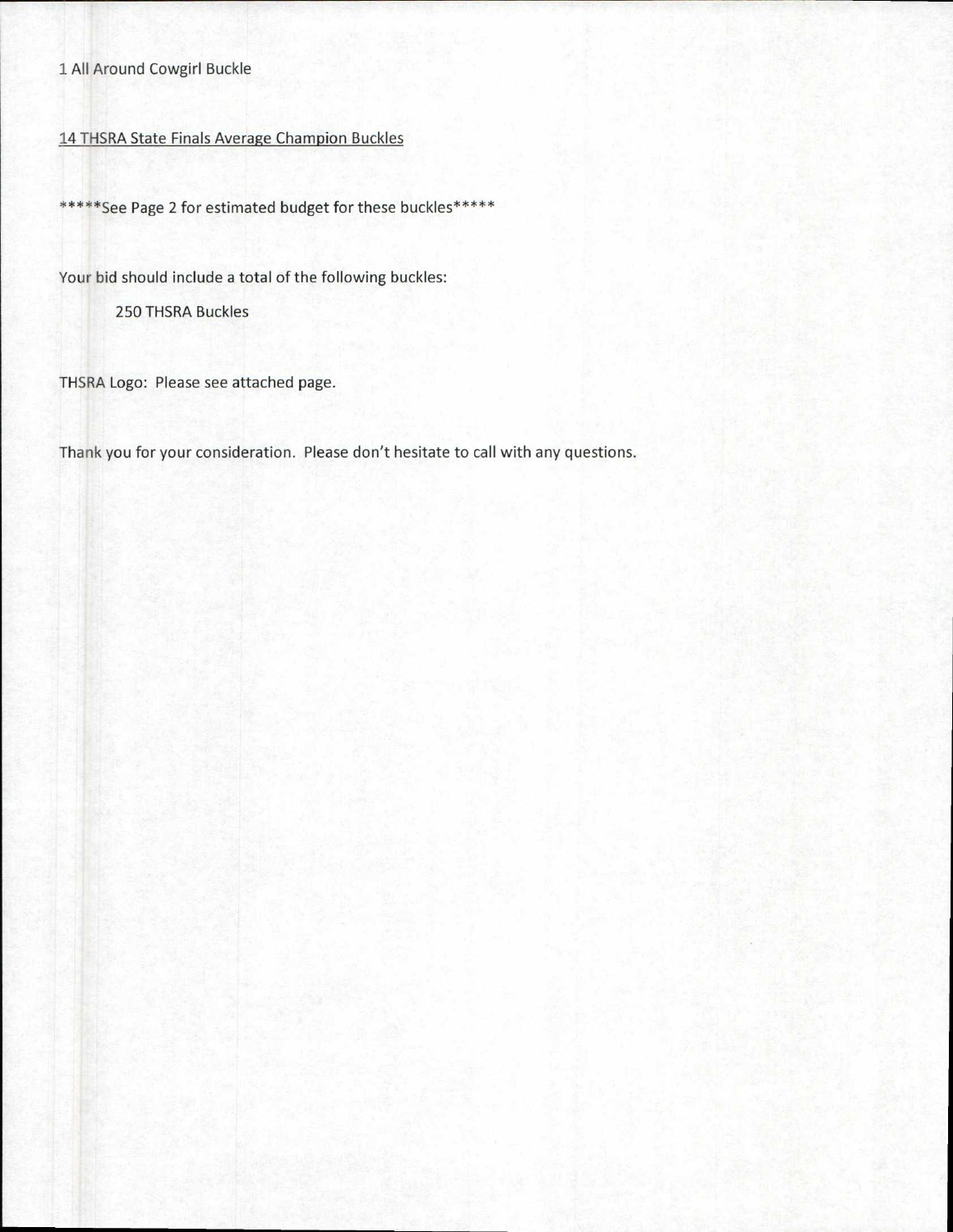1 All Around Cowgirl Buckle

<u>14 THSRA State Finals Average Champion Buckles</u>

*****See Page 2 for estimated budget for these buckles*****

Your bid should include a total of the following buckles:

250 THSRA Buckles

THSRA Logo: Please see attached page.

Thank you for your consideration. Please don't hesitate to call with any questions.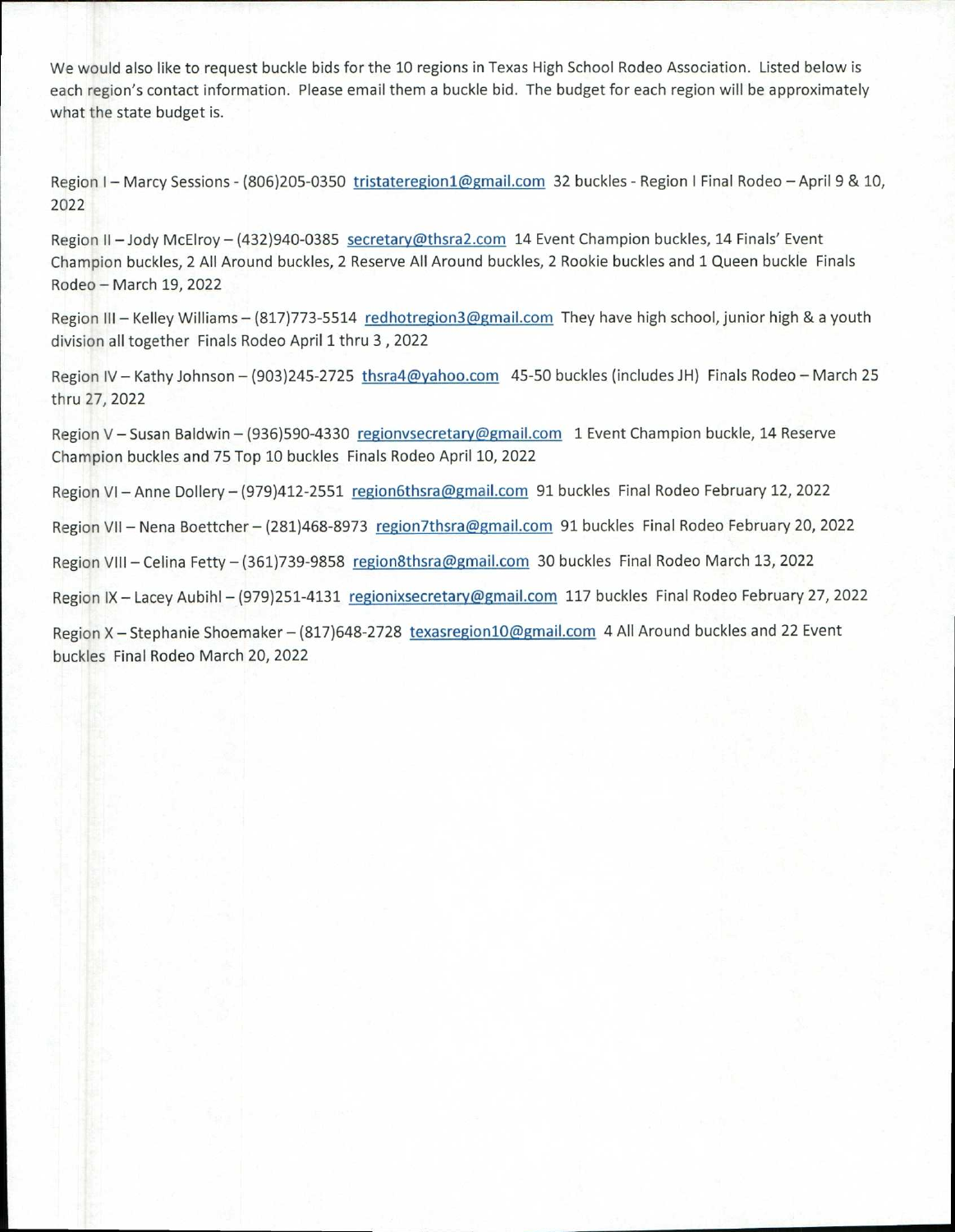We would also like to request buckle bids for the 10 regions in Texas High School Rodeo Association. Listed below is each region's contact information. Please email them a buckle bid. The budget for each region will be approximately what the state budget is.

Region I – Marcy Sessions - (806)205-0350 tristateregion1@gmail.com 32 buckles - Region I Final Rodeo – April 9 & 10, 2022

Region II – Jody McElroy – (432)940-0385 secretary@thsra2.com 14 Event Champion buckles, 14 Finals' Event Champion buckles, 2 All Around buckles, 2 Reserve All Around buckles, 2 Rookie buckles and 1 Queen buckle Finals Rodeo – March 19, 2022

Region III – Kelley Williams – (817)773-5514 redhotregion3@gmail.com They have high school, junior high & a youth division all together Finals Rodeo April 1 thru 3 , 2022

Region IV – Kathy Johnson – (903)245-2725 thsra4@yahoo.com 45-50 buckles (includes JH) Finals Rodeo – March 25 thru 27, 2022

Region V – Susan Baldwin – (936)590-4330 regionvsecretary@gmail.com 1 Event Champion buckle, 14 Reserve Champion buckles and 75 Top 10 buckles Finals Rodeo April 10, 2022

Region VI – Anne Dollery – (979)412-2551 region6thsra@gmail.com 91 buckles Final Rodeo February 12, 2022

Region VII – Nena Boettcher – (281)468-8973 region7thsra@gmail.com 91 buckles Final Rodeo February 20, 2022

Region VIII – Celina Fetty – (361)739-9858 region8thsra@gmail.com 30 buckles Final Rodeo March 13, 2022

Region IX – Lacey Aubihl – (979)251-4131 regionixsecretary@gmail.com 117 buckles Final Rodeo February 27, 2022

Region X – Stephanie Shoemaker – (817)648-2728 texasregion10@gmail.com 4 All Around buckles and 22 Event buckles Final Rodeo March 20, 2022